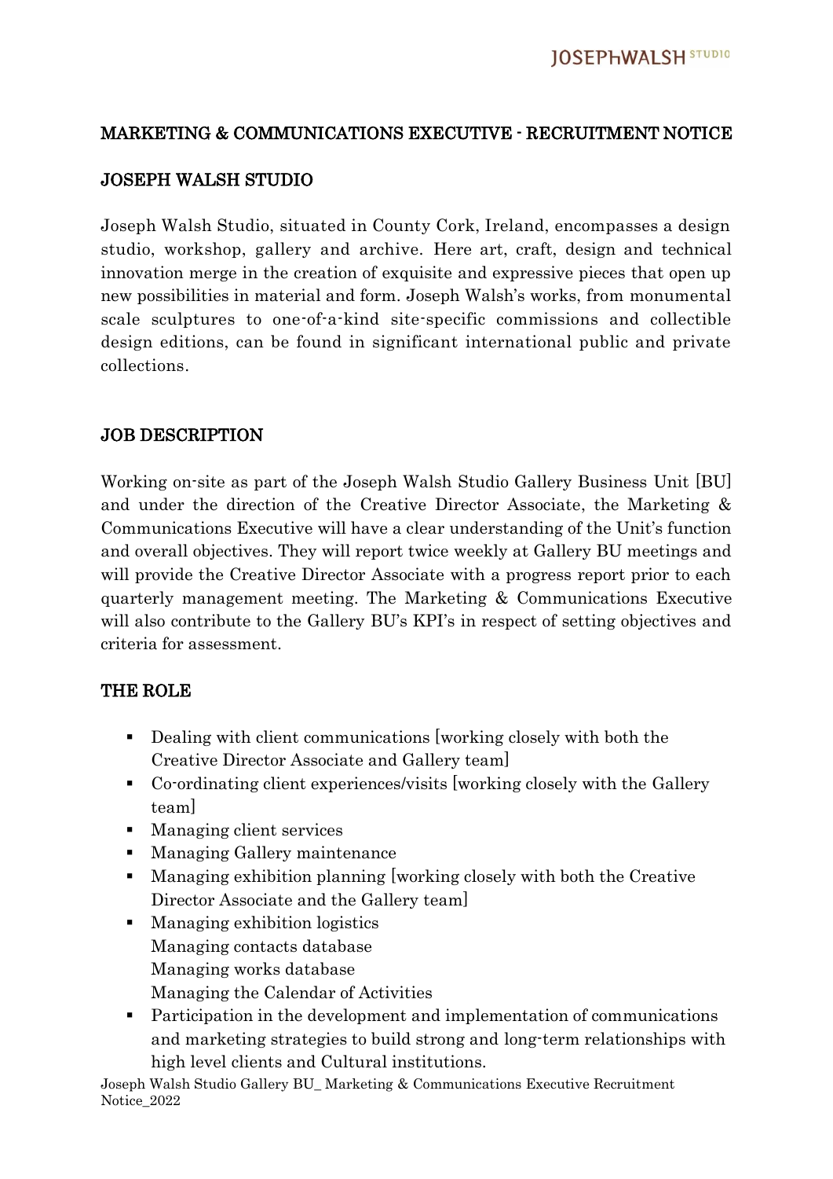## MARKETING & COMMUNICATIONS EXECUTIVE - RECRUITMENT NOTICE

## JOSEPH WALSH STUDIO

Joseph Walsh Studio, situated in County Cork, Ireland, encompasses a design studio, workshop, gallery and archive. Here art, craft, design and technical innovation merge in the creation of exquisite and expressive pieces that open up new possibilities in material and form. Joseph Walsh's works, from monumental scale sculptures to one-of-a-kind site-specific commissions and collectible design editions, can be found in significant international public and private collections.

## JOB DESCRIPTION

Working on-site as part of the Joseph Walsh Studio Gallery Business Unit [BU] and under the direction of the Creative Director Associate, the Marketing & Communications Executive will have a clear understanding of the Unit's function and overall objectives. They will report twice weekly at Gallery BU meetings and will provide the Creative Director Associate with a progress report prior to each quarterly management meeting. The Marketing & Communications Executive will also contribute to the Gallery BU's KPI's in respect of setting objectives and criteria for assessment.

## THE ROLE

- Dealing with client communications [working closely with both the Creative Director Associate and Gallery team]
- Co-ordinating client experiences/visits [working closely with the Gallery team]
- Managing client services
- Managing Gallery maintenance
- Managing exhibition planning [working closely with both the Creative Director Associate and the Gallery team]
- Managing exhibition logistics
  Managing contacts database
  Managing works database
  Managing the Calendar of Activities
- Participation in the development and implementation of communications and marketing strategies to build strong and long-term relationships with high level clients and Cultural institutions.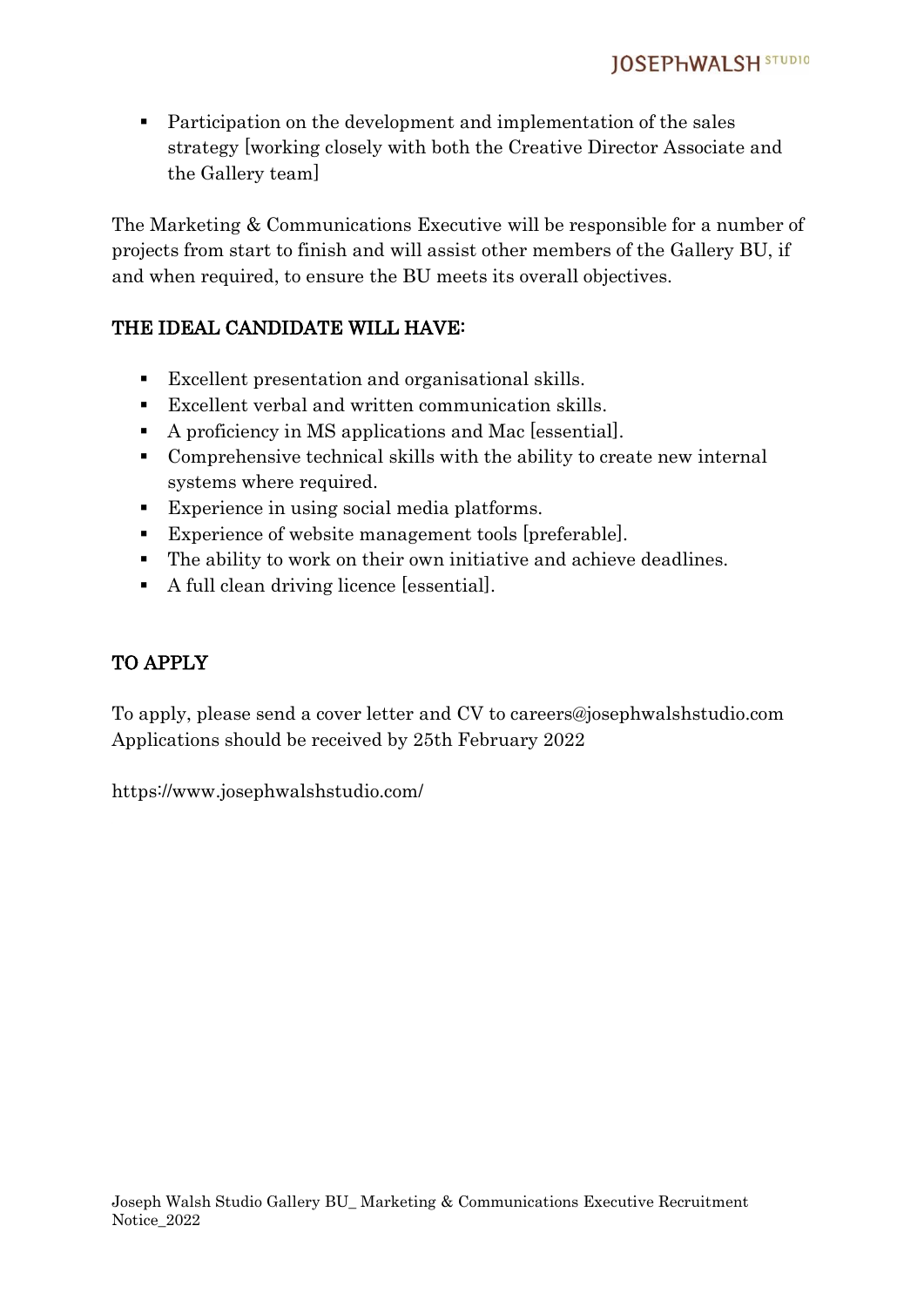- Participation on the development and implementation of the sales strategy [working closely with both the Creative Director Associate and the Gallery team]

The Marketing & Communications Executive will be responsible for a number of projects from start to finish and will assist other members of the Gallery BU, if and when required, to ensure the BU meets its overall objectives.

## THE IDEAL CANDIDATE WILL HAVE:

- Excellent presentation and organisational skills.
- Excellent verbal and written communication skills.
- A proficiency in MS applications and Mac [essential].
- Comprehensive technical skills with the ability to create new internal systems where required.
- Experience in using social media platforms.
- Experience of website management tools [preferable].
- The ability to work on their own initiative and achieve deadlines.
- A full clean driving licence [essential].

## TO APPLY

To apply, please send a cover letter and CV to careers@josephwalshstudio.com
Applications should be received by 25th February 2022

https://www.josephwalshstudio.com/